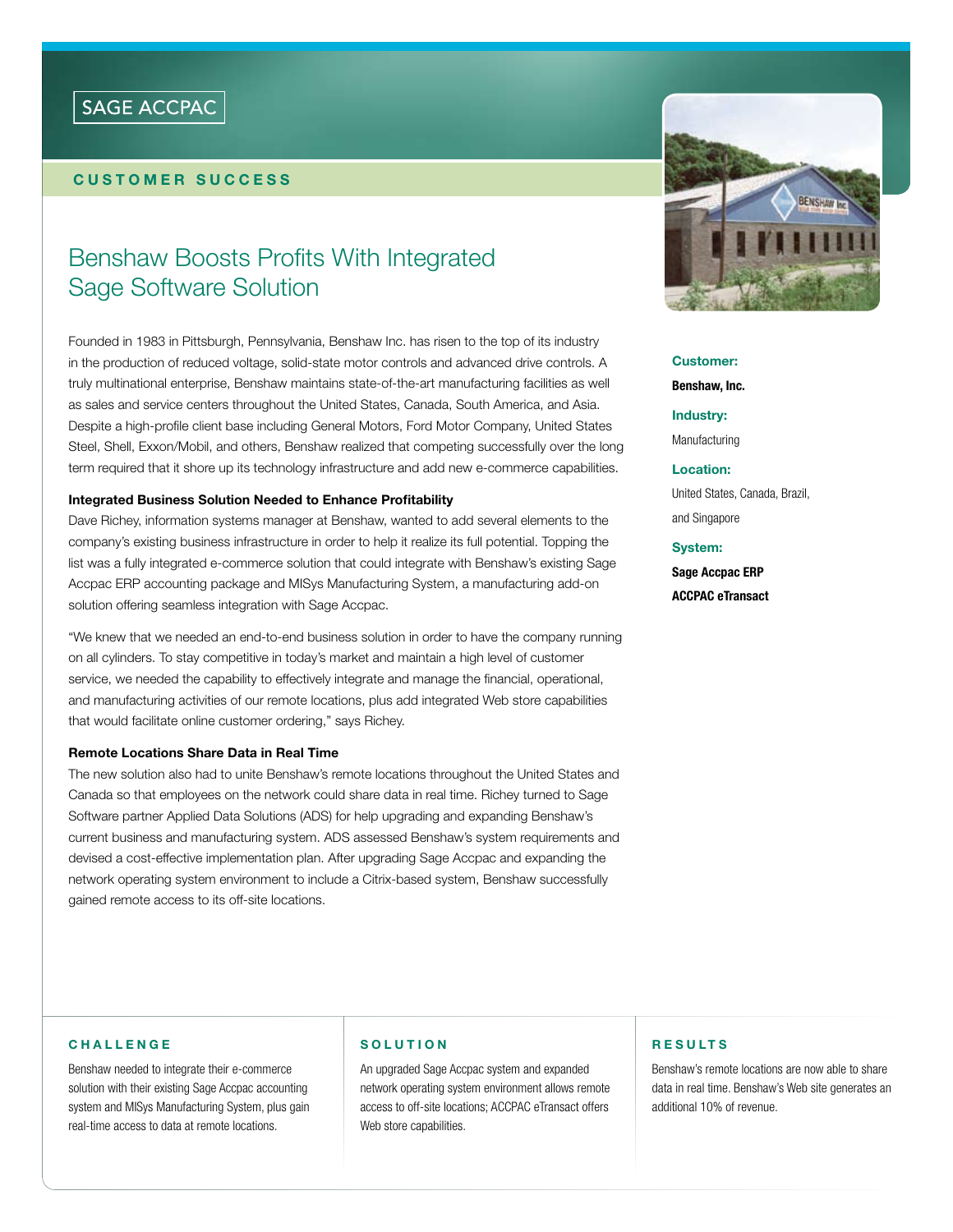SAGE ACCPAC

**CUSTOMER SUCCESS**

# Benshaw Boosts Profits With Integrated Sage Software Solution

Founded in 1983 in Pittsburgh, Pennsylvania, Benshaw Inc. has risen to the top of its industry in the production of reduced voltage, solid-state motor controls and advanced drive controls. A truly multinational enterprise, Benshaw maintains state-of-the-art manufacturing facilities as well as sales and service centers throughout the United States, Canada, South America, and Asia. Despite a high-profile client base including General Motors, Ford Motor Company, United States Steel, Shell, Exxon/Mobil, and others, Benshaw realized that competing successfully over the long term required that it shore up its technology infrastructure and add new e-commerce capabilities.

### Integrated Business Solution Needed to Enhance Profitability

Dave Richey, information systems manager at Benshaw, wanted to add several elements to the company's existing business infrastructure in order to help it realize its full potential. Topping the list was a fully integrated e-commerce solution that could integrate with Benshaw's existing Sage Accpac ERP accounting package and MISys Manufacturing System, a manufacturing add-on solution offering seamless integration with Sage Accpac.

"We knew that we needed an end-to-end business solution in order to have the company running on all cylinders. To stay competitive in today's market and maintain a high level of customer service, we needed the capability to effectively integrate and manage the financial, operational, and manufacturing activities of our remote locations, plus add integrated Web store capabilities that would facilitate online customer ordering," says Richey.

### Remote Locations Share Data in Real Time

The new solution also had to unite Benshaw's remote locations throughout the United States and Canada so that employees on the network could share data in real time. Richey turned to Sage Software partner Applied Data Solutions (ADS) for help upgrading and expanding Benshaw's current business and manufacturing system. ADS assessed Benshaw's system requirements and devised a cost-effective implementation plan. After upgrading Sage Accpac and expanding the network operating system environment to include a Citrix-based system, Benshaw successfully gained remote access to its off-site locations.

**Customer:**
**Benshaw, Inc.**

**Industry:**
Manufacturing

**Location:**
United States, Canada, Brazil, and Singapore

**System:**
**Sage Accpac ERP**
**ACCPAC eTransact**

### CHALLENGE

Benshaw needed to integrate their e-commerce solution with their existing Sage Accpac accounting system and MISys Manufacturing System, plus gain real-time access to data at remote locations.

### SOLUTION

An upgraded Sage Accpac system and expanded network operating system environment allows remote access to off-site locations; ACCPAC eTransact offers Web store capabilities.

### RESULTS

Benshaw's remote locations are now able to share data in real time. Benshaw's Web site generates an additional 10% of revenue.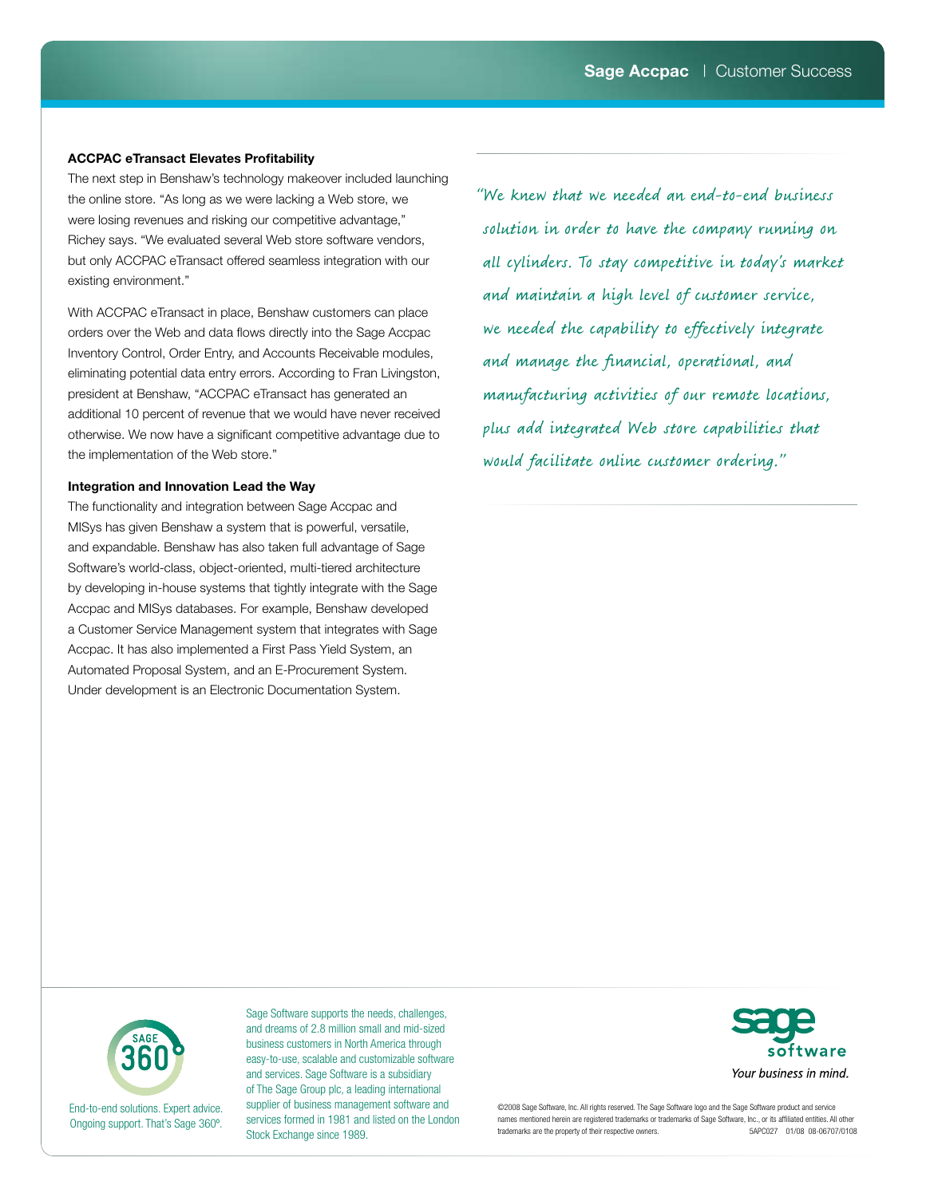### ACCPAC eTransact Elevates Profitability

The next step in Benshaw's technology makeover included launching the online store. "As long as we were lacking a Web store, we were losing revenues and risking our competitive advantage," Richey says. "We evaluated several Web store software vendors, but only ACCPAC eTransact offered seamless integration with our existing environment."

With ACCPAC eTransact in place, Benshaw customers can place orders over the Web and data flows directly into the Sage Accpac Inventory Control, Order Entry, and Accounts Receivable modules, eliminating potential data entry errors. According to Fran Livingston, president at Benshaw, "ACCPAC eTransact has generated an additional 10 percent of revenue that we would have never received otherwise. We now have a significant competitive advantage due to the implementation of the Web store."

### Integration and Innovation Lead the Way

The functionality and integration between Sage Accpac and MISys has given Benshaw a system that is powerful, versatile, and expandable. Benshaw has also taken full advantage of Sage Software's world-class, object-oriented, multi-tiered architecture by developing in-house systems that tightly integrate with the Sage Accpac and MISys databases. For example, Benshaw developed a Customer Service Management system that integrates with Sage Accpac. It has also implemented a First Pass Yield System, an Automated Proposal System, and an E-Procurement System. Under development is an Electronic Documentation System.

*"We knew that we needed an end-to-end business solution in order to have the company running on all cylinders. To stay competitive in today's market and maintain a high level of customer service, we needed the capability to effectively integrate and manage the financial, operational, and manufacturing activities of our remote locations, plus add integrated Web store capabilities that would facilitate online customer ordering."*

SAGE 360

End-to-end solutions. Expert advice. Ongoing support. That's Sage 360º.

Sage Software supports the needs, challenges, and dreams of 2.8 million small and mid-sized business customers in North America through easy-to-use, scalable and customizable software and services. Sage Software is a subsidiary of The Sage Group plc, a leading international supplier of business management software and services formed in 1981 and listed on the London Stock Exchange since 1989.

sage software

*Your business in mind.*

©2008 Sage Software, Inc. All rights reserved. The Sage Software logo and the Sage Software product and service names mentioned herein are registered trademarks or trademarks of Sage Software, Inc., or its affiliated entities. All other trademarks are the property of their respective owners. 5APC027 01/08 08-06707/0108